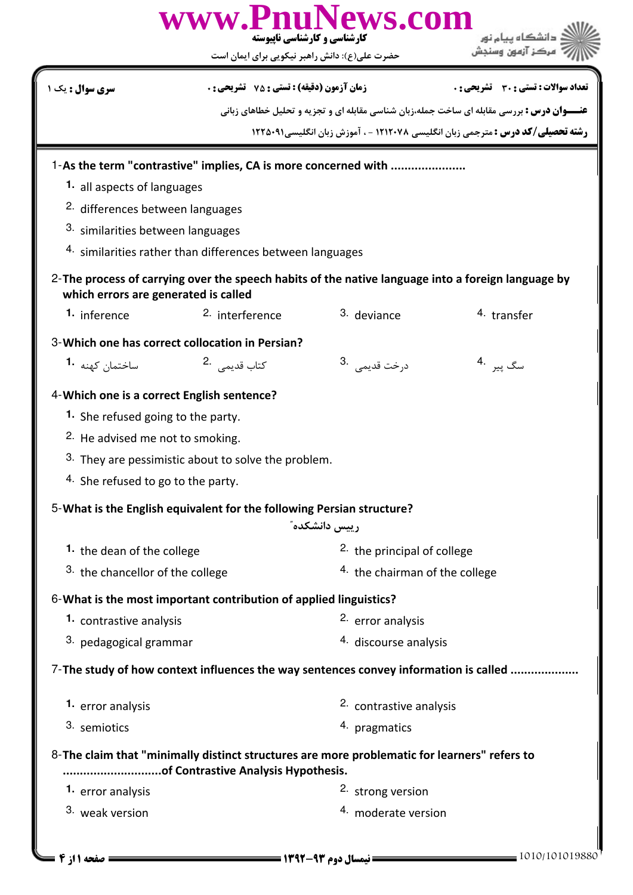www.PnuNews.com

کارشناسی و کارشناسی ناپیوسته

حضرت علی(ع): دانش راهبر نیکویی برای ایمان است

دانشگاه پیام نور
مرکز آزمون وسنجش

| سری سوال : یک ۱ | زمان آزمون (دقیقه) : تستی : ۷۵ تشریحی : ۰ | تعداد سوالات : تستی : ۳۰ تشریحی : ۰ |
|---|---|---|

**عنـــوان درس :** بررسی مقابله ای ساخت جمله،زبان شناسی مقابله ای و تجزیه و تحلیل خطاهای زبانی

**رشته تحصیلی/کد درس :** مترجمی زبان انگلیسی ۱۲۱۲۰۷۸ - ، آموزش زبان انگلیسی۱۲۲۵۰۹۱

1-**As the term "contrastive" implies, CA is more concerned with .....................**

1. all aspects of languages
2. differences between languages
3. similarities between languages
4. similarities rather than differences between languages

2-**The process of carrying over the speech habits of the native language into a foreign language by which errors are generated is called**

1. inference
2. interference
3. deviance
4. transfer

3-**Which one has correct collocation in Persian?**

1. ساختمان کهنه
2. کتاب قدیمی
3. درخت قدیمی
4. سگ پیر

4-**Which one is a correct English sentence?**

1. She refused going to the party.
2. He advised me not to smoking.
3. They are pessimistic about to solve the problem.
4. She refused to go to the party.

5-**What is the English equivalent for the following Persian structure?**

"رییس دانشکده"

1. the dean of the college
2. the principal of college
3. the chancellor of the college
4. the chairman of the college

6-**What is the most important contribution of applied linguistics?**

1. contrastive analysis
2. error analysis
3. pedagogical grammar
4. discourse analysis

7-**The study of how context influences the way sentences convey information is called ...................**

1. error analysis
2. contrastive analysis
3. semiotics
4. pragmatics

8-**The claim that "minimally distinct structures are more problematic for learners" refers to ............................of Contrastive Analysis Hypothesis.**

1. error analysis
2. strong version
3. weak version
4. moderate version

نیمسال دوم ۹۳-۱۳۹۲

1010/101019880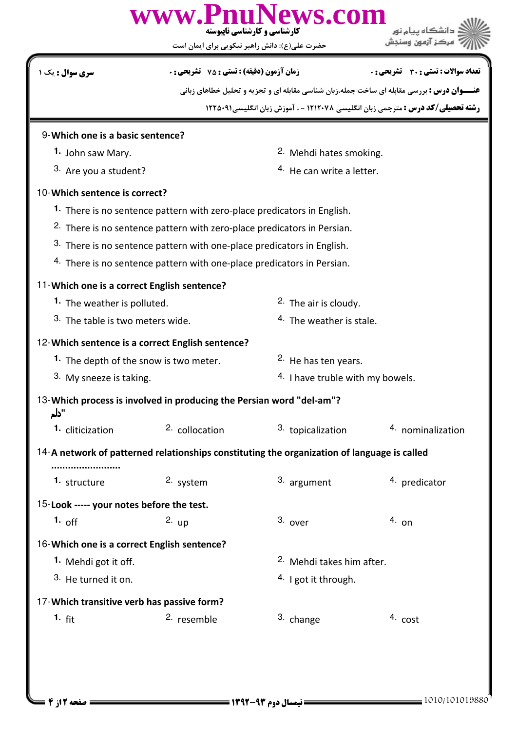| سری سوال : یک ۱ | زمان آزمون (دقیقه) : تستی : ۷۵ تشریحی : ۰ | تعداد سوالات : تستی : ۳۰ تشریحی : ۰ |
| --- | --- | --- |

**عنـــوان درس :** بررسی مقابله ای ساخت جمله،زبان شناسی مقابله ای و تجزیه و تحلیل خطاهای زبانی

**رشته تحصیلی/کد درس :** مترجمی زبان انگلیسی ۱۲۱۲۰۷۸ - ، آموزش زبان انگلیسی۱۲۲۵۰۹۱

9-**Which one is a basic sentence?**

1. John saw Mary.
2. Mehdi hates smoking.
3. Are you a student?
4. He can write a letter.

10-**Which sentence is correct?**

1. There is no sentence pattern with zero-place predicators in English.
2. There is no sentence pattern with zero-place predicators in Persian.
3. There is no sentence pattern with one-place predicators in English.
4. There is no sentence pattern with one-place predicators in Persian.

11-**Which one is a correct English sentence?**

1. The weather is polluted.
2. The air is cloudy.
3. The table is two meters wide.
4. The weather is stale.

12-**Which sentence is a correct English sentence?**

1. The depth of the snow is two meter.
2. He has ten years.
3. My sneeze is taking.
4. I have truble with my bowels.

13-**Which process is involved in producing the Persian word "del-am" "دلم"?**

1. cliticization
2. collocation
3. topicalization
4. nominalization

14-**A network of patterned relationships constituting the organization of language is called ........................**

1. structure
2. system
3. argument
4. predicator

15-**Look ----- your notes before the test.**

1. off
2. up
3. over
4. on

16-**Which one is a correct English sentence?**

1. Mehdi got it off.
2. Mehdi takes him after.
3. He turned it on.
4. I got it through.

17-**Which transitive verb has passive form?**

1. fit
2. resemble
3. change
4. cost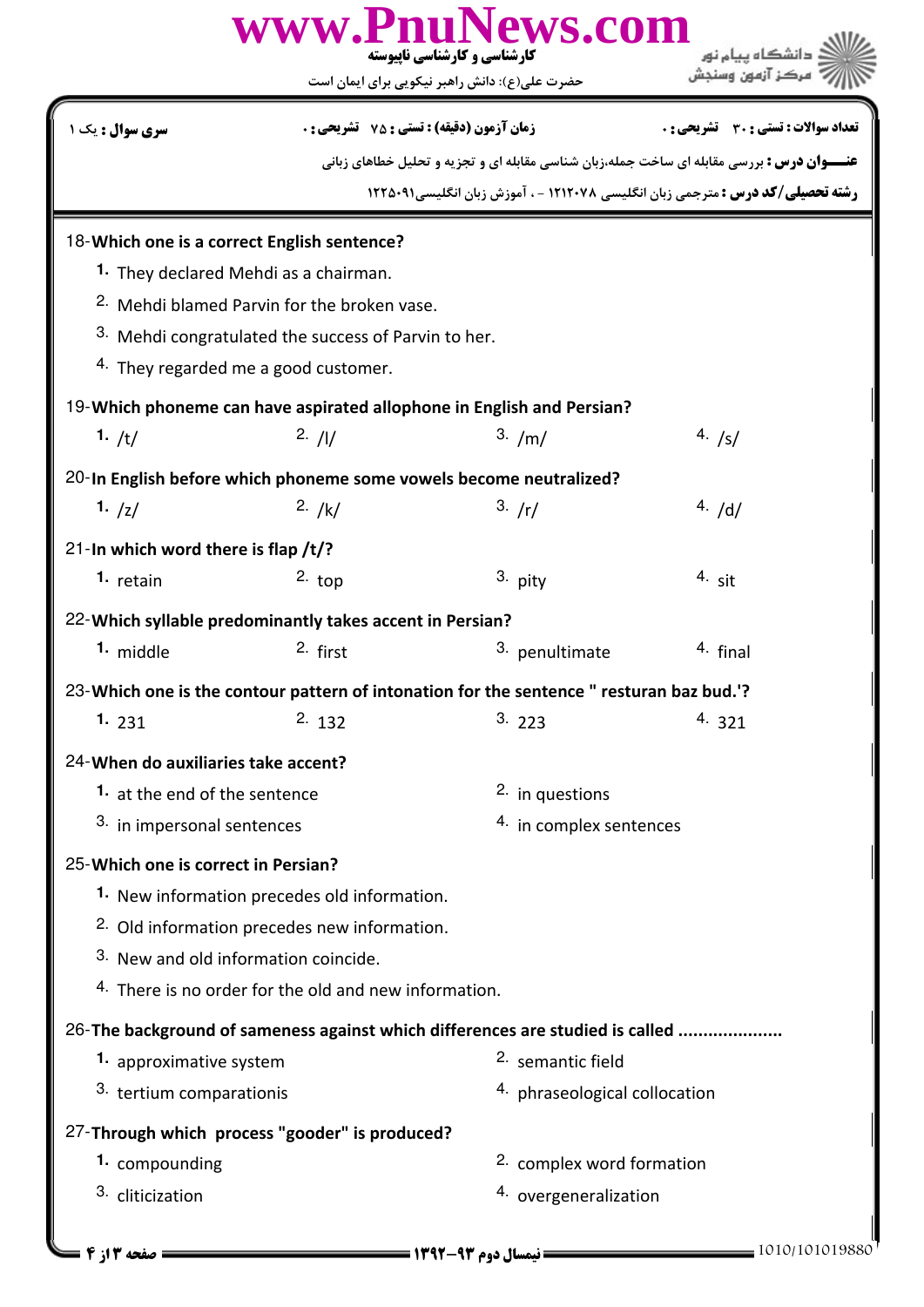| سری سوال : یک ۱ | زمان آزمون (دقیقه) : تستی : ۷۵ تشریحی : ۰ | تعداد سوالات : تستی : ۳۰ تشریحی : ۰ |
|---|---|---|

**عنـــوان درس :** بررسی مقابله ای ساخت جمله،زبان شناسی مقابله ای و تجزیه و تحلیل خطاهای زبانی

**رشته تحصیلی/کد درس :** مترجمی زبان انگلیسی ۱۲۱۲۰۷۸ - ، آموزش زبان انگلیسی۱۲۲۵۰۹۱

18-**Which one is a correct English sentence?**

1. They declared Mehdi as a chairman.
2. Mehdi blamed Parvin for the broken vase.
3. Mehdi congratulated the success of Parvin to her.
4. They regarded me a good customer.

19-**Which phoneme can have aspirated allophone in English and Persian?**

1. /t/
2. /l/
3. /m/
4. /s/

20-**In English before which phoneme some vowels become neutralized?**

1. /z/
2. /k/
3. /r/
4. /d/

21-**In which word there is flap /t/?**

1. retain
2. top
3. pity
4. sit

22-**Which syllable predominantly takes accent in Persian?**

1. middle
2. first
3. penultimate
4. final

23-**Which one is the contour pattern of intonation for the sentence " resturan baz bud.'?**

1. 231
2. 132
3. 223
4. 321

24-**When do auxiliaries take accent?**

1. at the end of the sentence
2. in questions
3. in impersonal sentences
4. in complex sentences

25-**Which one is correct in Persian?**

1. New information precedes old information.
2. Old information precedes new information.
3. New and old information coincide.
4. There is no order for the old and new information.

26-**The background of sameness against which differences are studied is called ....................**

1. approximative system
2. semantic field
3. tertium comparationis
4. phraseological collocation

27-**Through which process "gooder" is produced?**

1. compounding
2. complex word formation
3. cliticization
4. overgeneralization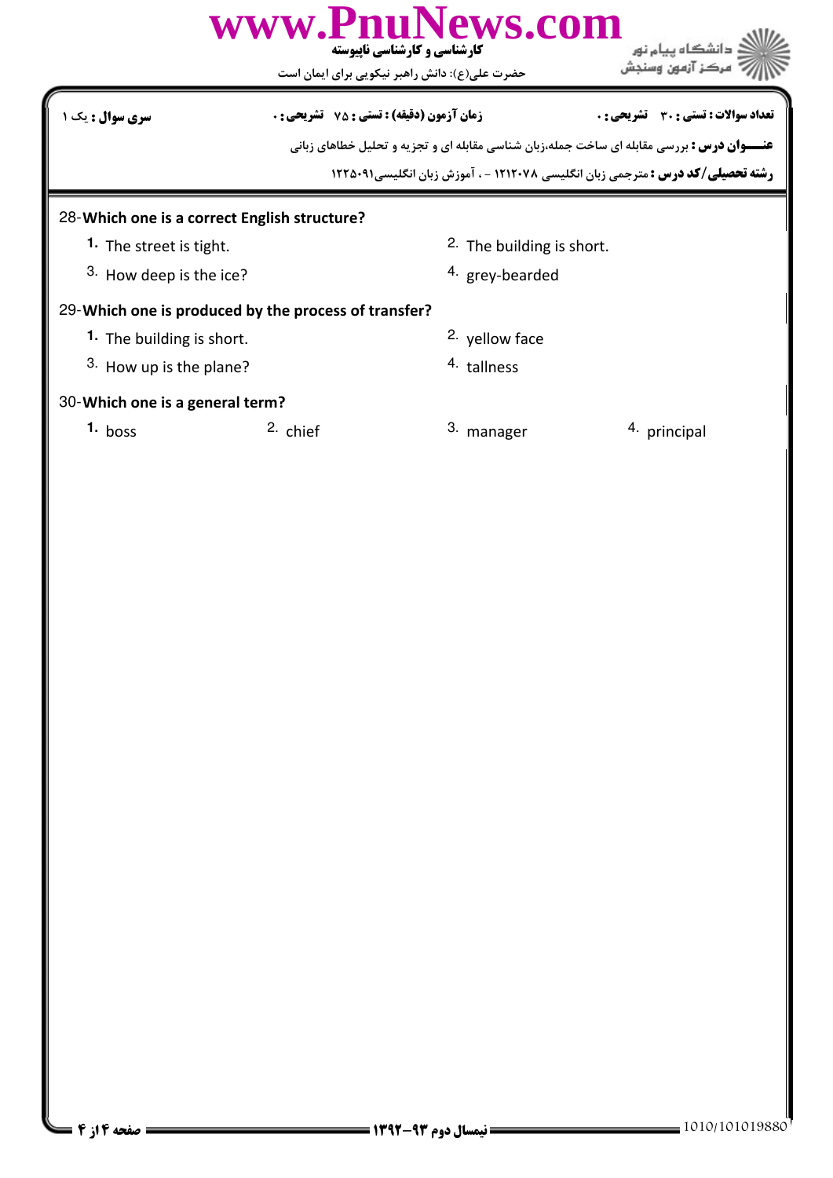| سری سوال : یک ۱ | زمان آزمون (دقیقه) : تستی : ۷۵ تشریحی : ۰ | تعداد سوالات : تستی : ۳۰ تشریحی : ۰ |
|---|---|---|

**عنـــوان درس :** بررسی مقابله ای ساخت جمله،زبان شناسی مقابله ای و تجزیه و تحلیل خطاهای زبانی

**رشته تحصیلی/کد درس :** مترجمی زبان انگلیسی ۱۲۱۲۰۷۸ - ، آموزش زبان انگلیسی۱۲۲۵۰۹۱

28-**Which one is a correct English structure?**

1. The street is tight.
2. The building is short.
3. How deep is the ice?
4. grey-bearded

29-**Which one is produced by the process of transfer?**

1. The building is short.
2. yellow face
3. How up is the plane?
4. tallness

30-**Which one is a general term?**

1. boss
2. chief
3. manager
4. principal